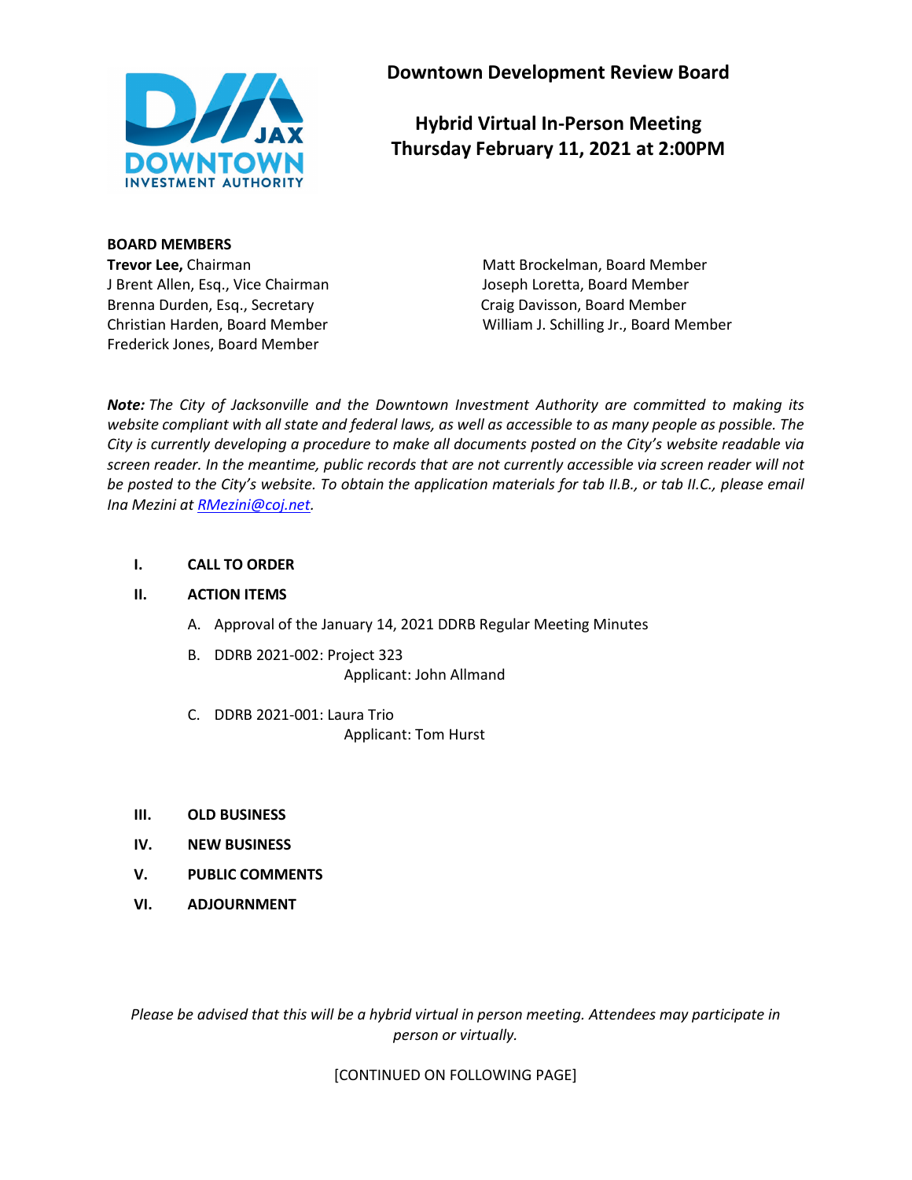# Downtown Development Review Board

## Hybrid Virtual In-Person Meeting
## Thursday February 11, 2021 at 2:00PM

**BOARD MEMBERS**

**Trevor Lee,** Chairman
J Brent Allen, Esq., Vice Chairman
Brenna Durden, Esq., Secretary
Christian Harden, Board Member
Frederick Jones, Board Member
Matt Brockelman, Board Member
Joseph Loretta, Board Member
Craig Davisson, Board Member
William J. Schilling Jr., Board Member

***Note:*** *The City of Jacksonville and the Downtown Investment Authority are committed to making its website compliant with all state and federal laws, as well as accessible to as many people as possible. The City is currently developing a procedure to make all documents posted on the City's website readable via screen reader. In the meantime, public records that are not currently accessible via screen reader will not be posted to the City's website. To obtain the application materials for tab II.B., or tab II.C., please email Ina Mezini at [RMezini@coj.net](mailto:RMezini@coj.net).*

**I. CALL TO ORDER**

**II. ACTION ITEMS**

A. Approval of the January 14, 2021 DDRB Regular Meeting Minutes

B. DDRB 2021-002: Project 323
   Applicant: John Allmand

C. DDRB 2021-001: Laura Trio
   Applicant: Tom Hurst

**III. OLD BUSINESS**

**IV. NEW BUSINESS**

**V. PUBLIC COMMENTS**

**VI. ADJOURNMENT**

*Please be advised that this will be a hybrid virtual in person meeting. Attendees may participate in person or virtually.*

[CONTINUED ON FOLLOWING PAGE]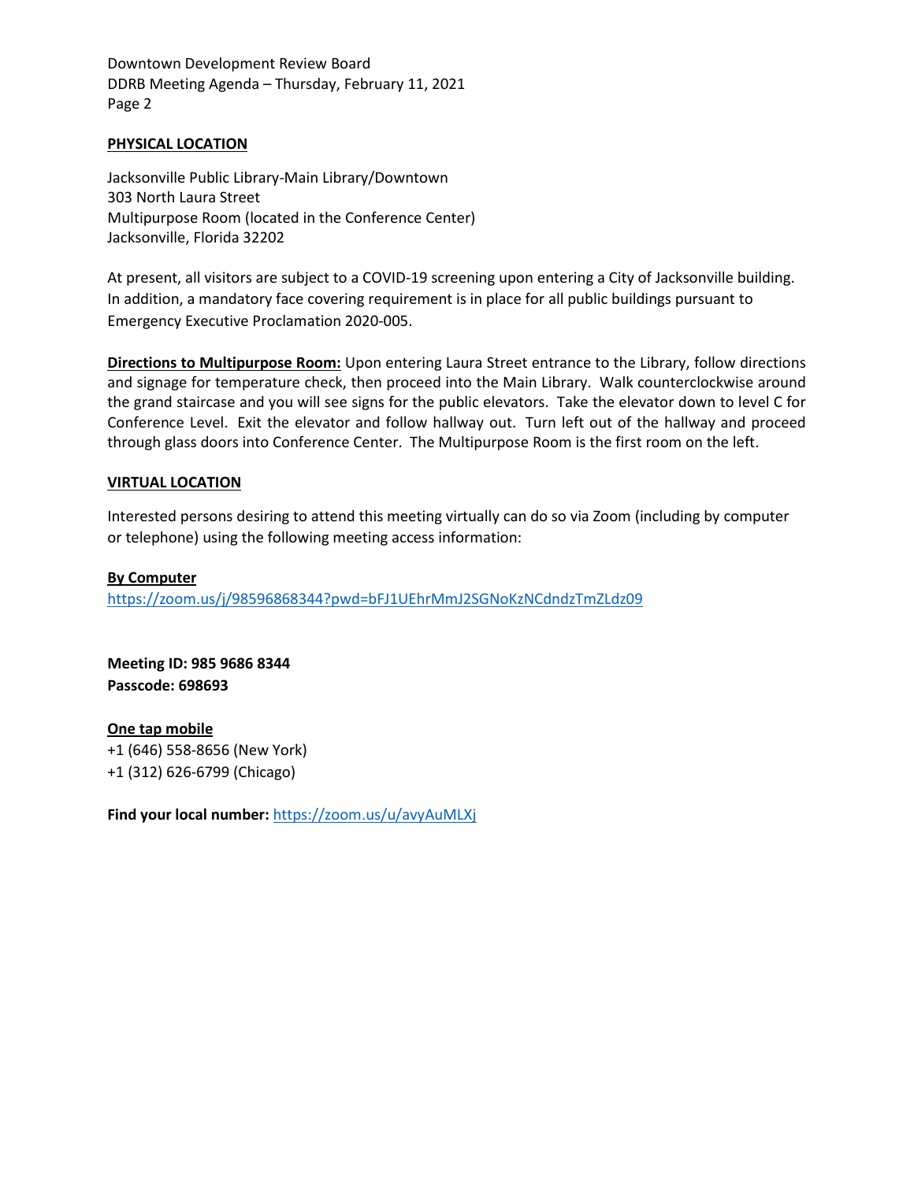**PHYSICAL LOCATION**

Jacksonville Public Library-Main Library/Downtown
303 North Laura Street
Multipurpose Room (located in the Conference Center)
Jacksonville, Florida 32202

At present, all visitors are subject to a COVID-19 screening upon entering a City of Jacksonville building. In addition, a mandatory face covering requirement is in place for all public buildings pursuant to Emergency Executive Proclamation 2020-005.

**Directions to Multipurpose Room:** Upon entering Laura Street entrance to the Library, follow directions and signage for temperature check, then proceed into the Main Library. Walk counterclockwise around the grand staircase and you will see signs for the public elevators. Take the elevator down to level C for Conference Level. Exit the elevator and follow hallway out. Turn left out of the hallway and proceed through glass doors into Conference Center. The Multipurpose Room is the first room on the left.

**VIRTUAL LOCATION**

Interested persons desiring to attend this meeting virtually can do so via Zoom (including by computer or telephone) using the following meeting access information:

**By Computer**
https://zoom.us/j/98596868344?pwd=bFJ1UEhrMmJ2SGNoKzNCdndzTmZLdz09

**Meeting ID: 985 9686 8344**
**Passcode: 698693**

**One tap mobile**
+1 (646) 558-8656 (New York)
+1 (312) 626-6799 (Chicago)

**Find your local number:** https://zoom.us/u/avyAuMLXj